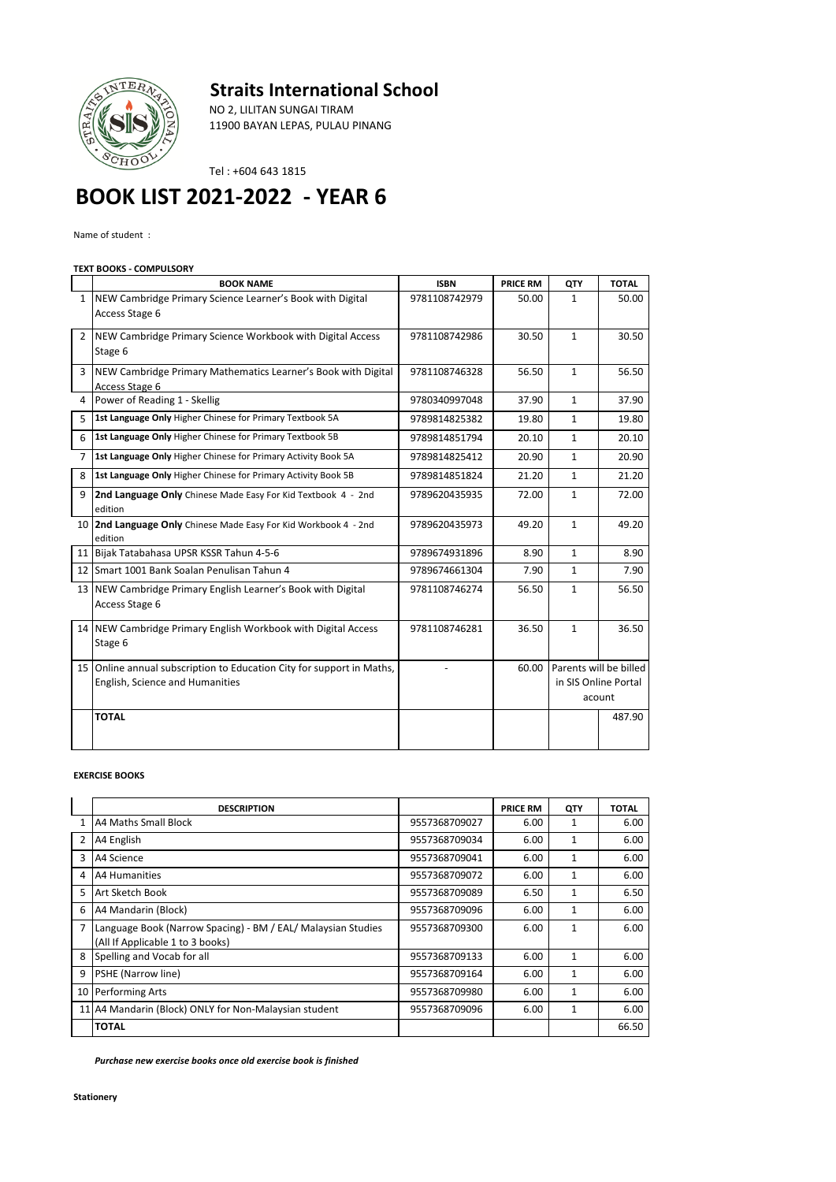# Straits International School

NO 2, LILITAN SUNGAI TIRAM
11900 BAYAN LEPAS, PULAU PINANG

Tel : +604 643 1815

# BOOK LIST 2021-2022 - YEAR 6

Name of student :

**TEXT BOOKS - COMPULSORY**

| | BOOK NAME | ISBN | PRICE RM | QTY | TOTAL |
|---|---|---|---|---|---|
| 1 | NEW Cambridge Primary Science Learner's Book with Digital Access Stage 6 | 9781108742979 | 50.00 | 1 | 50.00 |
| 2 | NEW Cambridge Primary Science Workbook with Digital Access Stage 6 | 9781108742986 | 30.50 | 1 | 30.50 |
| 3 | NEW Cambridge Primary Mathematics Learner's Book with Digital Access Stage 6 | 9781108746328 | 56.50 | 1 | 56.50 |
| 4 | Power of Reading 1 - Skellig | 9780340997048 | 37.90 | 1 | 37.90 |
| 5 | **1st Language Only** Higher Chinese for Primary Textbook 5A | 9789814825382 | 19.80 | 1 | 19.80 |
| 6 | **1st Language Only** Higher Chinese for Primary Textbook 5B | 9789814851794 | 20.10 | 1 | 20.10 |
| 7 | **1st Language Only** Higher Chinese for Primary Activity Book 5A | 9789814825412 | 20.90 | 1 | 20.90 |
| 8 | **1st Language Only** Higher Chinese for Primary Activity Book 5B | 9789814851824 | 21.20 | 1 | 21.20 |
| 9 | **2nd Language Only** Chinese Made Easy For Kid Textbook 4 - 2nd edition | 9789620435935 | 72.00 | 1 | 72.00 |
| 10 | **2nd Language Only** Chinese Made Easy For Kid Workbook 4 - 2nd edition | 9789620435973 | 49.20 | 1 | 49.20 |
| 11 | Bijak Tatabahasa UPSR KSSR Tahun 4-5-6 | 9789674931896 | 8.90 | 1 | 8.90 |
| 12 | Smart 1001 Bank Soalan Penulisan Tahun 4 | 9789674661304 | 7.90 | 1 | 7.90 |
| 13 | NEW Cambridge Primary English Learner's Book with Digital Access Stage 6 | 9781108746274 | 56.50 | 1 | 56.50 |
| 14 | NEW Cambridge Primary English Workbook with Digital Access Stage 6 | 9781108746281 | 36.50 | 1 | 36.50 |
| 15 | Online annual subscription to Education City for support in Maths, English, Science and Humanities | - | 60.00 | Parents will be billed in SIS Online Portal acount | |
| | **TOTAL** | | | | 487.90 |

**EXERCISE BOOKS**

| | DESCRIPTION | | PRICE RM | QTY | TOTAL |
|---|---|---|---|---|---|
| 1 | A4 Maths Small Block | 9557368709027 | 6.00 | 1 | 6.00 |
| 2 | A4 English | 9557368709034 | 6.00 | 1 | 6.00 |
| 3 | A4 Science | 9557368709041 | 6.00 | 1 | 6.00 |
| 4 | A4 Humanities | 9557368709072 | 6.00 | 1 | 6.00 |
| 5 | Art Sketch Book | 9557368709089 | 6.50 | 1 | 6.50 |
| 6 | A4 Mandarin (Block) | 9557368709096 | 6.00 | 1 | 6.00 |
| 7 | Language Book (Narrow Spacing) - BM / EAL/ Malaysian Studies (All If Applicable 1 to 3 books) | 9557368709300 | 6.00 | 1 | 6.00 |
| 8 | Spelling and Vocab for all | 9557368709133 | 6.00 | 1 | 6.00 |
| 9 | PSHE (Narrow line) | 9557368709164 | 6.00 | 1 | 6.00 |
| 10 | Performing Arts | 9557368709980 | 6.00 | 1 | 6.00 |
| 11 | A4 Mandarin (Block) ONLY for Non-Malaysian student | 9557368709096 | 6.00 | 1 | 6.00 |
| | **TOTAL** | | | | 66.50 |

***Purchase new exercise books once old exercise book is finished***

**Stationery**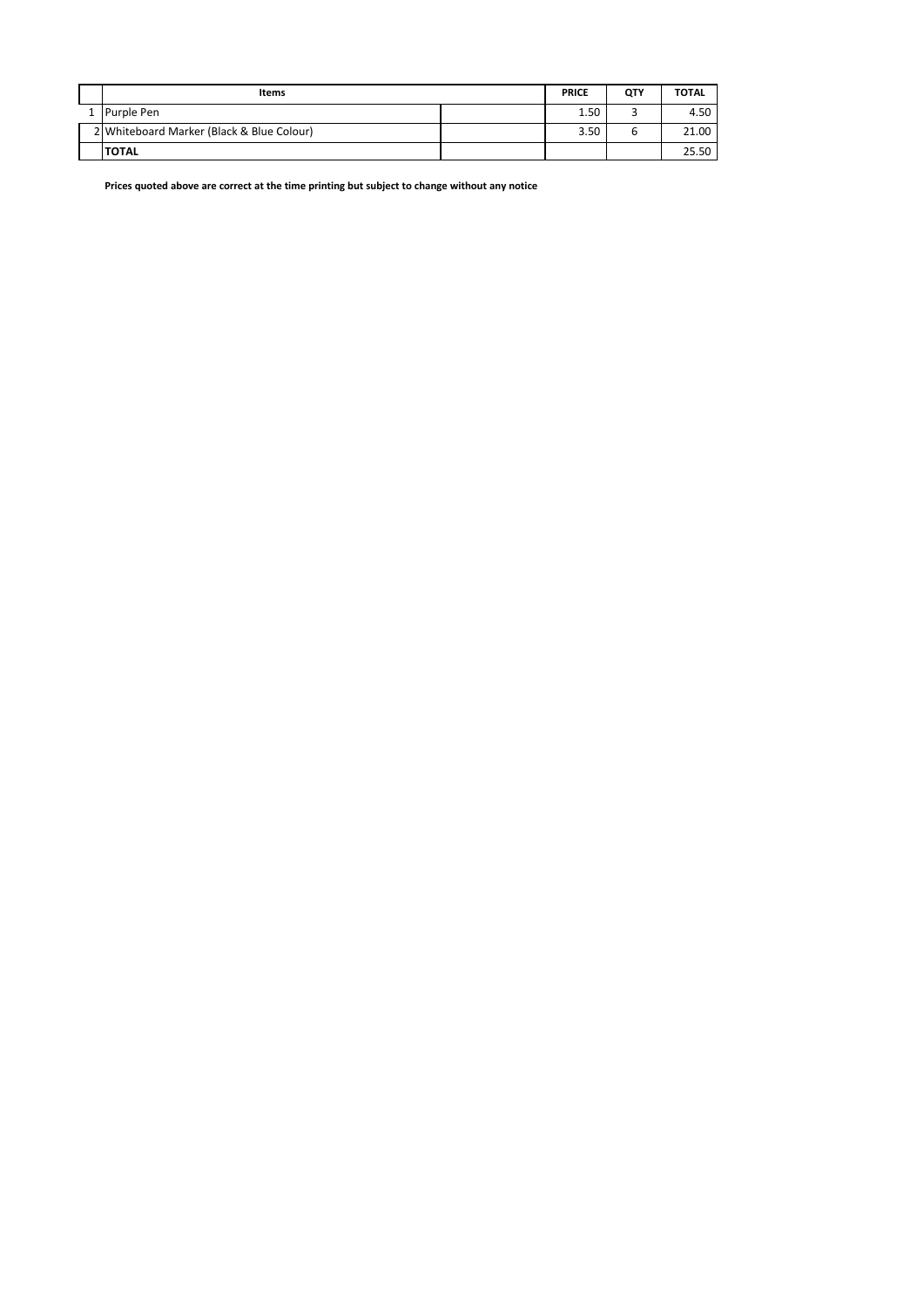| | Items | | PRICE | QTY | TOTAL |
|---|---|---|---|---|---|
| 1 | Purple Pen | | 1.50 | 3 | 4.50 |
| 2 | Whiteboard Marker (Black & Blue Colour) | | 3.50 | 6 | 21.00 |
| | **TOTAL** | | | | 25.50 |

**Prices quoted above are correct at the time printing but subject to change without any notice**